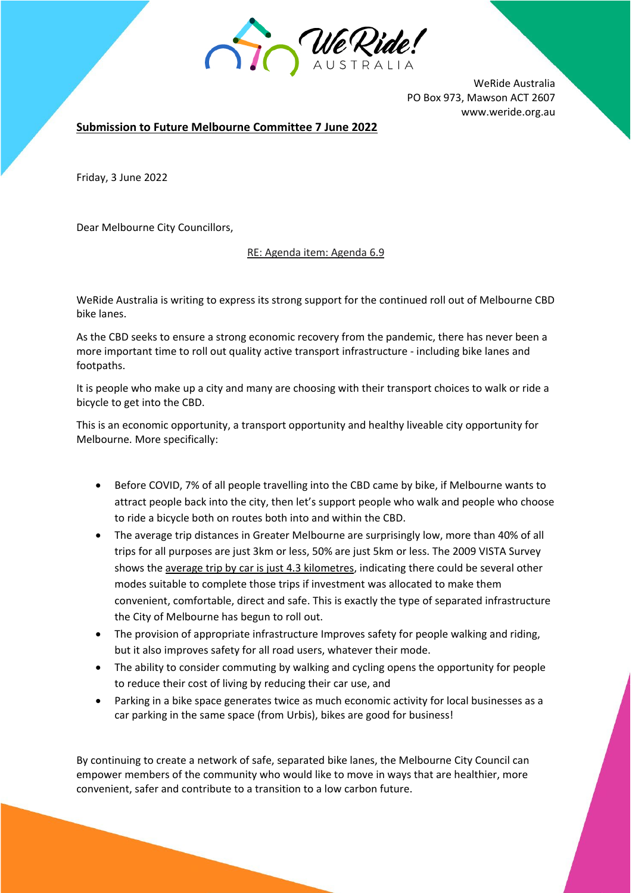WeRide Australia
PO Box 973, Mawson ACT 2607
www.weride.org.au

**Submission to Future Melbourne Committee 7 June 2022**

Friday, 3 June 2022

Dear Melbourne City Councillors,

RE: Agenda item: Agenda 6.9

WeRide Australia is writing to express its strong support for the continued roll out of Melbourne CBD bike lanes.

As the CBD seeks to ensure a strong economic recovery from the pandemic, there has never been a more important time to roll out quality active transport infrastructure - including bike lanes and footpaths.

It is people who make up a city and many are choosing with their transport choices to walk or ride a bicycle to get into the CBD.

This is an economic opportunity, a transport opportunity and healthy liveable city opportunity for Melbourne. More specifically:

- Before COVID, 7% of all people travelling into the CBD came by bike, if Melbourne wants to attract people back into the city, then let's support people who walk and people who choose to ride a bicycle both on routes both into and within the CBD.
- The average trip distances in Greater Melbourne are surprisingly low, more than 40% of all trips for all purposes are just 3km or less, 50% are just 5km or less. The 2009 VISTA Survey shows the average trip by car is just 4.3 kilometres, indicating there could be several other modes suitable to complete those trips if investment was allocated to make them convenient, comfortable, direct and safe. This is exactly the type of separated infrastructure the City of Melbourne has begun to roll out.
- The provision of appropriate infrastructure Improves safety for people walking and riding, but it also improves safety for all road users, whatever their mode.
- The ability to consider commuting by walking and cycling opens the opportunity for people to reduce their cost of living by reducing their car use, and
- Parking in a bike space generates twice as much economic activity for local businesses as a car parking in the same space (from Urbis), bikes are good for business!

By continuing to create a network of safe, separated bike lanes, the Melbourne City Council can empower members of the community who would like to move in ways that are healthier, more convenient, safer and contribute to a transition to a low carbon future.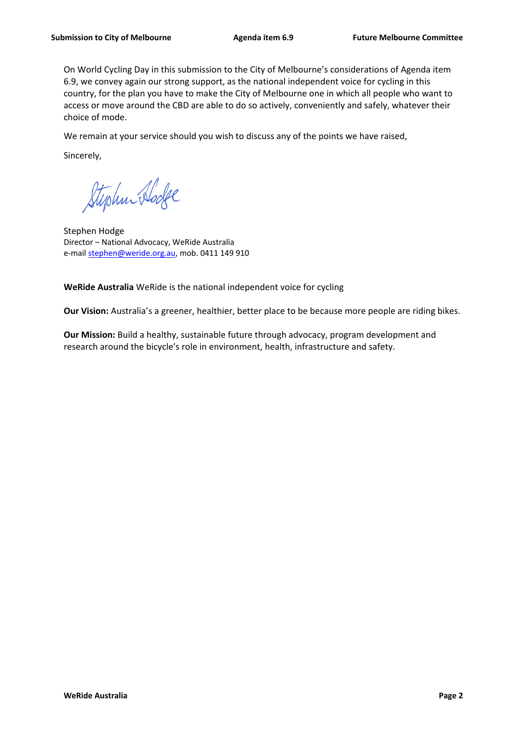On World Cycling Day in this submission to the City of Melbourne's considerations of Agenda item 6.9, we convey again our strong support, as the national independent voice for cycling in this country, for the plan you have to make the City of Melbourne one in which all people who want to access or move around the CBD are able to do so actively, conveniently and safely, whatever their choice of mode.

We remain at your service should you wish to discuss any of the points we have raised,

Sincerely,

Stephen Hodge
Director – National Advocacy, WeRide Australia
e-mail stephen@weride.org.au, mob. 0411 149 910

**WeRide Australia** WeRide is the national independent voice for cycling

**Our Vision:** Australia's a greener, healthier, better place to be because more people are riding bikes.

**Our Mission:** Build a healthy, sustainable future through advocacy, program development and research around the bicycle's role in environment, health, infrastructure and safety.